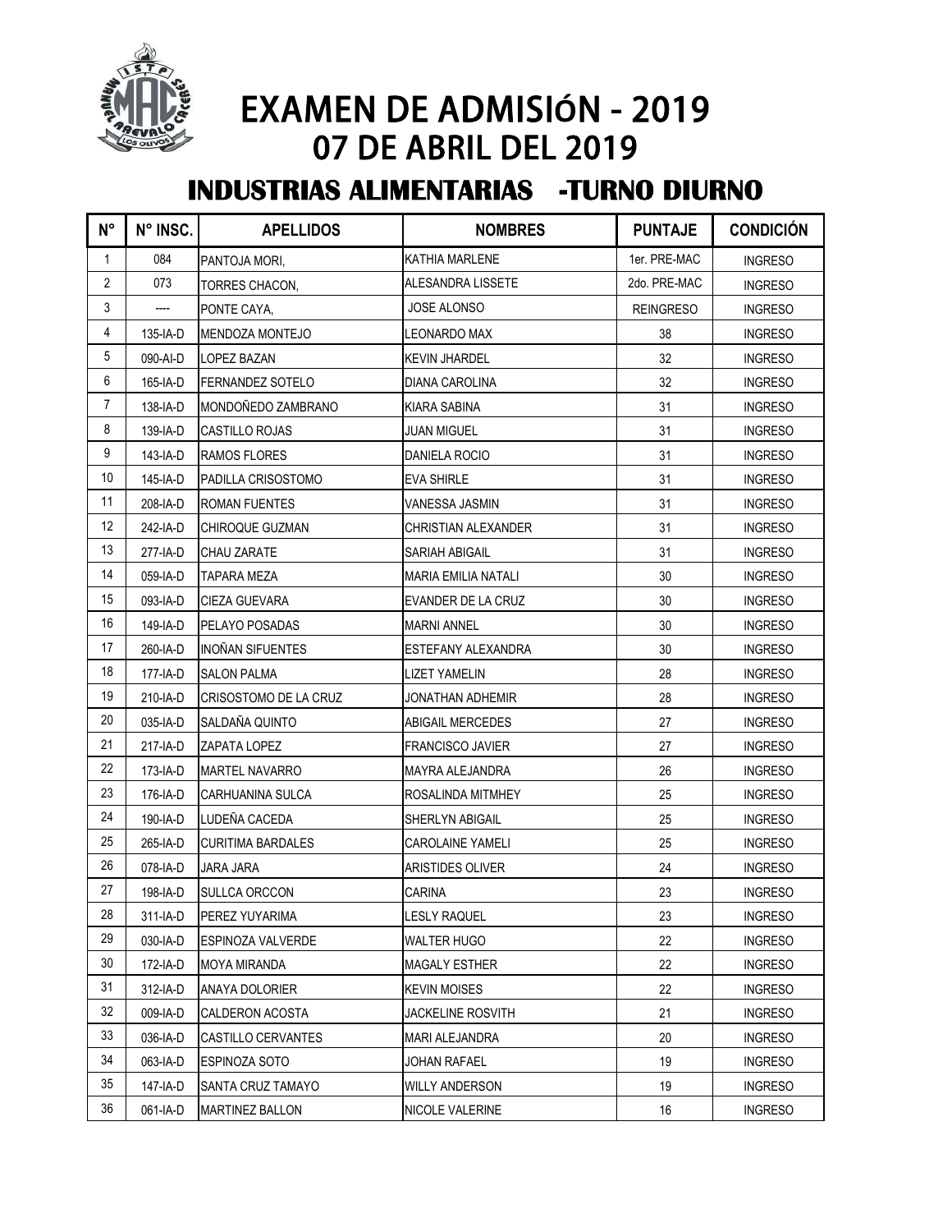# EXAMEN DE ADMISIóN - 2019
# 07 DE ABRIL DEL 2019

## INDUSTRIAS ALIMENTARIAS -TURNO DIURNO

| N° | N° INSC. | APELLIDOS | NOMBRES | PUNTAJE | CONDICIÓN |
|---|---|---|---|---|---|
| 1 | 084 | PANTOJA MORI, | KATHIA MARLENE | 1er. PRE-MAC | INGRESO |
| 2 | 073 | TORRES CHACON, | ALESANDRA LISSETE | 2do. PRE-MAC | INGRESO |
| 3 | ---- | PONTE CAYA, | JOSE ALONSO | REINGRESO | INGRESO |
| 4 | 135-IA-D | MENDOZA MONTEJO | LEONARDO MAX | 38 | INGRESO |
| 5 | 090-AI-D | LOPEZ BAZAN | KEVIN JHARDEL | 32 | INGRESO |
| 6 | 165-IA-D | FERNANDEZ SOTELO | DIANA CAROLINA | 32 | INGRESO |
| 7 | 138-IA-D | MONDOÑEDO ZAMBRANO | KIARA SABINA | 31 | INGRESO |
| 8 | 139-IA-D | CASTILLO ROJAS | JUAN MIGUEL | 31 | INGRESO |
| 9 | 143-IA-D | RAMOS FLORES | DANIELA ROCIO | 31 | INGRESO |
| 10 | 145-IA-D | PADILLA CRISOSTOMO | EVA SHIRLE | 31 | INGRESO |
| 11 | 208-IA-D | ROMAN FUENTES | VANESSA JASMIN | 31 | INGRESO |
| 12 | 242-IA-D | CHIROQUE GUZMAN | CHRISTIAN ALEXANDER | 31 | INGRESO |
| 13 | 277-IA-D | CHAU ZARATE | SARIAH ABIGAIL | 31 | INGRESO |
| 14 | 059-IA-D | TAPARA MEZA | MARIA EMILIA NATALI | 30 | INGRESO |
| 15 | 093-IA-D | CIEZA GUEVARA | EVANDER DE LA CRUZ | 30 | INGRESO |
| 16 | 149-IA-D | PELAYO POSADAS | MARNI ANNEL | 30 | INGRESO |
| 17 | 260-IA-D | INOÑAN SIFUENTES | ESTEFANY ALEXANDRA | 30 | INGRESO |
| 18 | 177-IA-D | SALON PALMA | LIZET YAMELIN | 28 | INGRESO |
| 19 | 210-IA-D | CRISOSTOMO DE LA CRUZ | JONATHAN ADHEMIR | 28 | INGRESO |
| 20 | 035-IA-D | SALDAÑA QUINTO | ABIGAIL MERCEDES | 27 | INGRESO |
| 21 | 217-IA-D | ZAPATA LOPEZ | FRANCISCO JAVIER | 27 | INGRESO |
| 22 | 173-IA-D | MARTEL NAVARRO | MAYRA ALEJANDRA | 26 | INGRESO |
| 23 | 176-IA-D | CARHUANINA SULCA | ROSALINDA MITMHEY | 25 | INGRESO |
| 24 | 190-IA-D | LUDEÑA CACEDA | SHERLYN ABIGAIL | 25 | INGRESO |
| 25 | 265-IA-D | CURITIMA BARDALES | CAROLAINE YAMELI | 25 | INGRESO |
| 26 | 078-IA-D | JARA JARA | ARISTIDES OLIVER | 24 | INGRESO |
| 27 | 198-IA-D | SULLCA ORCCON | CARINA | 23 | INGRESO |
| 28 | 311-IA-D | PEREZ YUYARIMA | LESLY RAQUEL | 23 | INGRESO |
| 29 | 030-IA-D | ESPINOZA VALVERDE | WALTER HUGO | 22 | INGRESO |
| 30 | 172-IA-D | MOYA MIRANDA | MAGALY ESTHER | 22 | INGRESO |
| 31 | 312-IA-D | ANAYA DOLORIER | KEVIN MOISES | 22 | INGRESO |
| 32 | 009-IA-D | CALDERON ACOSTA | JACKELINE ROSVITH | 21 | INGRESO |
| 33 | 036-IA-D | CASTILLO CERVANTES | MARI ALEJANDRA | 20 | INGRESO |
| 34 | 063-IA-D | ESPINOZA SOTO | JOHAN RAFAEL | 19 | INGRESO |
| 35 | 147-IA-D | SANTA CRUZ TAMAYO | WILLY ANDERSON | 19 | INGRESO |
| 36 | 061-IA-D | MARTINEZ BALLON | NICOLE VALERINE | 16 | INGRESO |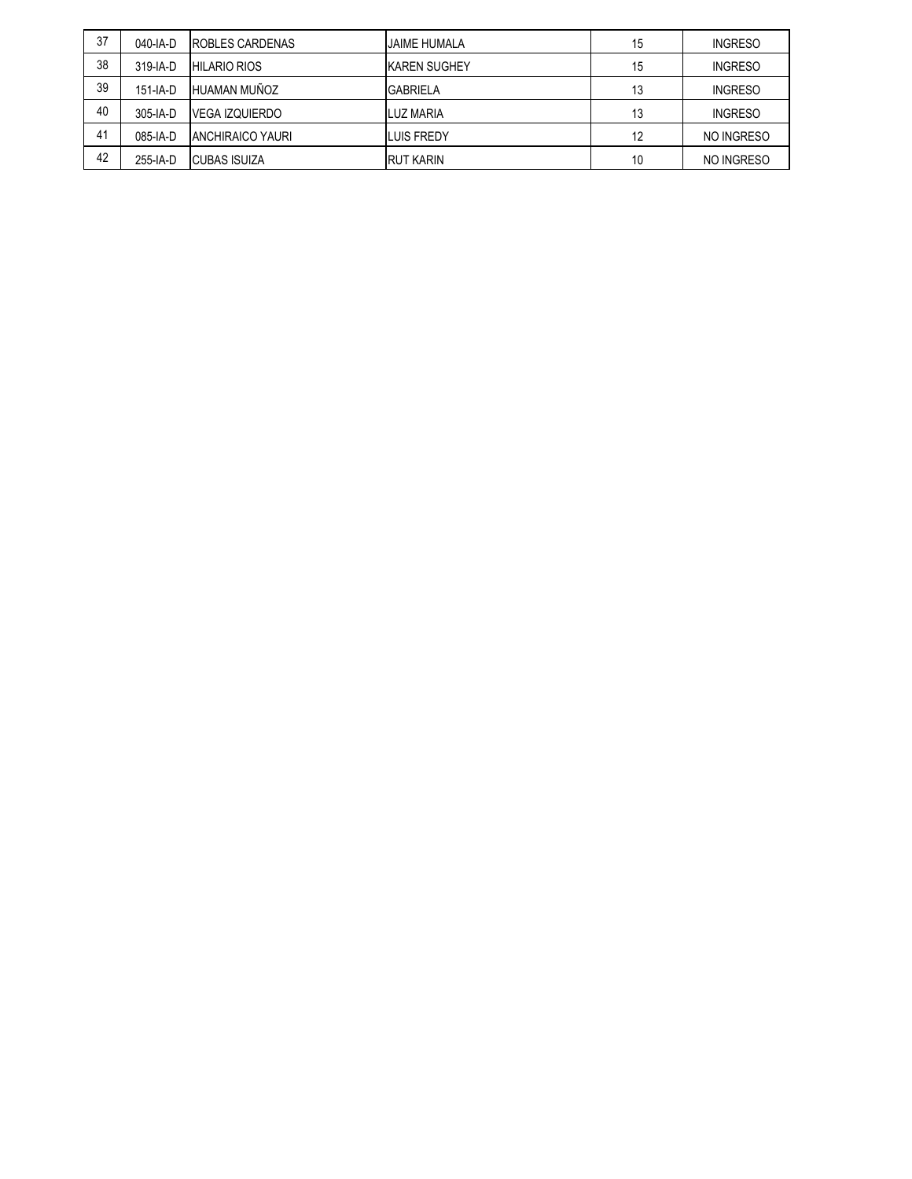| | | | | | |
|---|---|---|---|---|---|
| 37 | 040-IA-D | ROBLES CARDENAS | JAIME HUMALA | 15 | INGRESO |
| 38 | 319-IA-D | HILARIO RIOS | KAREN SUGHEY | 15 | INGRESO |
| 39 | 151-IA-D | HUAMAN MUÑOZ | GABRIELA | 13 | INGRESO |
| 40 | 305-IA-D | VEGA IZQUIERDO | LUZ MARIA | 13 | INGRESO |
| 41 | 085-IA-D | ANCHIRAICO YAURI | LUIS FREDY | 12 | NO INGRESO |
| 42 | 255-IA-D | CUBAS ISUIZA | RUT KARIN | 10 | NO INGRESO |